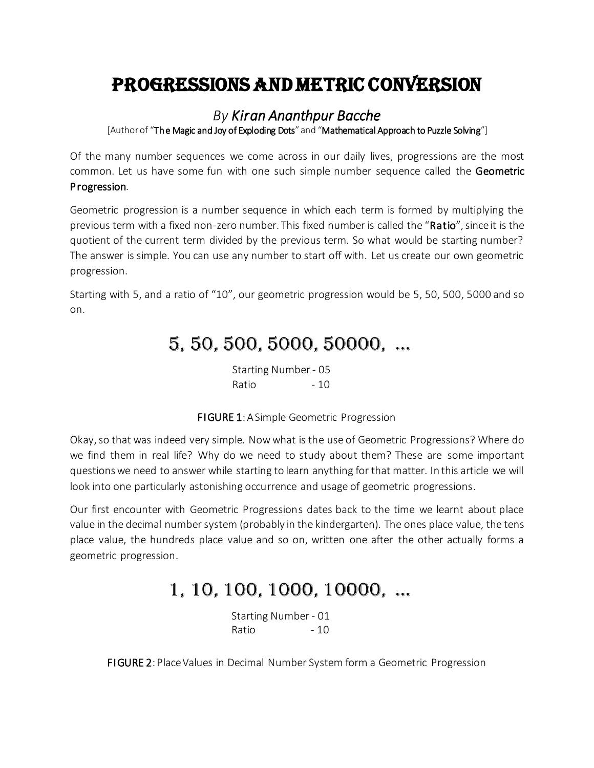# PROGRESSIONS AND METRIC CONVERSION

## *By Kiran Ananthpur Bacche*

[Author of "**The Magic and Joy of Exploding Dots**" and "**Mathematical Approach to Puzzle Solving**"]

Of the many number sequences we come across in our daily lives, progressions are the most common. Let us have some fun with one such simple number sequence called the **Geometric Progression**.

Geometric progression is a number sequence in which each term is formed by multiplying the previous term with a fixed non-zero number. This fixed number is called the "**Ratio**", since it is the quotient of the current term divided by the previous term. So what would be starting number? The answer is simple. You can use any number to start off with. Let us create our own geometric progression.

Starting with 5, and a ratio of "10", our geometric progression would be 5, 50, 500, 5000 and so on.

## 5, 50, 500, 5000, 50000, ...

Starting Number - 05
Ratio - 10

**FIGURE 1**: A Simple Geometric Progression

Okay, so that was indeed very simple. Now what is the use of Geometric Progressions? Where do we find them in real life? Why do we need to study about them? These are some important questions we need to answer while starting to learn anything for that matter. In this article we will look into one particularly astonishing occurrence and usage of geometric progressions.

Our first encounter with Geometric Progressions dates back to the time we learnt about place value in the decimal number system (probably in the kindergarten). The ones place value, the tens place value, the hundreds place value and so on, written one after the other actually forms a geometric progression.

## 1, 10, 100, 1000, 10000, ...

Starting Number - 01
Ratio - 10

**FIGURE 2**: Place Values in Decimal Number System form a Geometric Progression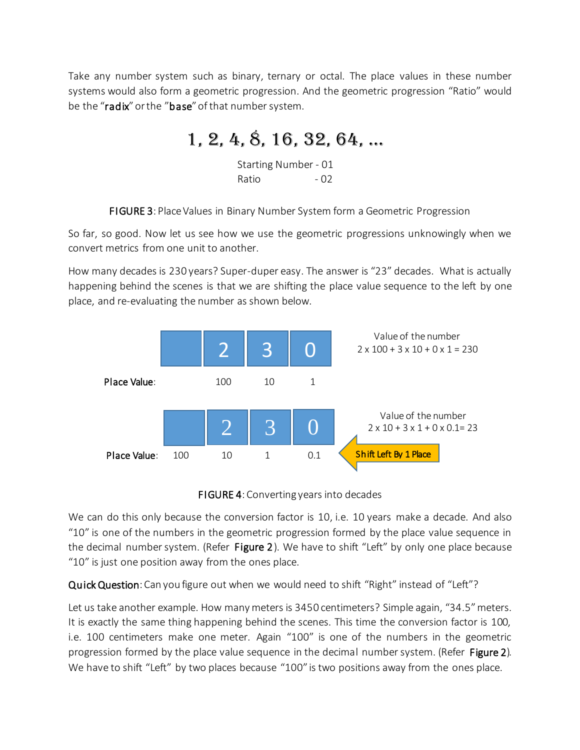Take any number system such as binary, ternary or octal. The place values in these number systems would also form a geometric progression. And the geometric progression "Ratio" would be the "**radix**" or the "**base**" of that number system.

$$1, 2, 4, 8, 16, 32, 64, \ldots$$

Starting Number - 01
Ratio - 02

**FIGURE 3**: Place Values in Binary Number System form a Geometric Progression

So far, so good. Now let us see how we use the geometric progressions unknowingly when we convert metrics from one unit to another.

How many decades is 230 years? Super-duper easy. The answer is "23" decades. What is actually happening behind the scenes is that we are shifting the place value sequence to the left by one place, and re-evaluating the number as shown below.

| | | 2 | 3 | 0 |
|---|---|---|---|---|
| **Place Value**: | | 100 | 10 | 1 |

Value of the number
$2 \times 100 + 3 \times 10 + 0 \times 1 = 230$

| | | 2 | 3 | 0 |
|---|---|---|---|---|
| **Place Value**: | 100 | 10 | 1 | 0.1 |

Value of the number
$2 \times 10 + 3 \times 1 + 0 \times 0.1 = 23$

Shift Left By 1 Place

**FIGURE 4**: Converting years into decades

We can do this only because the conversion factor is 10, i.e. 10 years make a decade. And also "10" is one of the numbers in the geometric progression formed by the place value sequence in the decimal number system. (Refer **Figure 2**). We have to shift "Left" by only one place because "10" is just one position away from the ones place.

**Quick Question**: Can you figure out when we would need to shift "Right" instead of "Left"?

Let us take another example. How many meters is 3450 centimeters? Simple again, "34.5" meters. It is exactly the same thing happening behind the scenes. This time the conversion factor is 100, i.e. 100 centimeters make one meter. Again "100" is one of the numbers in the geometric progression formed by the place value sequence in the decimal number system. (Refer **Figure 2**). We have to shift "Left" by two places because "100" is two positions away from the ones place.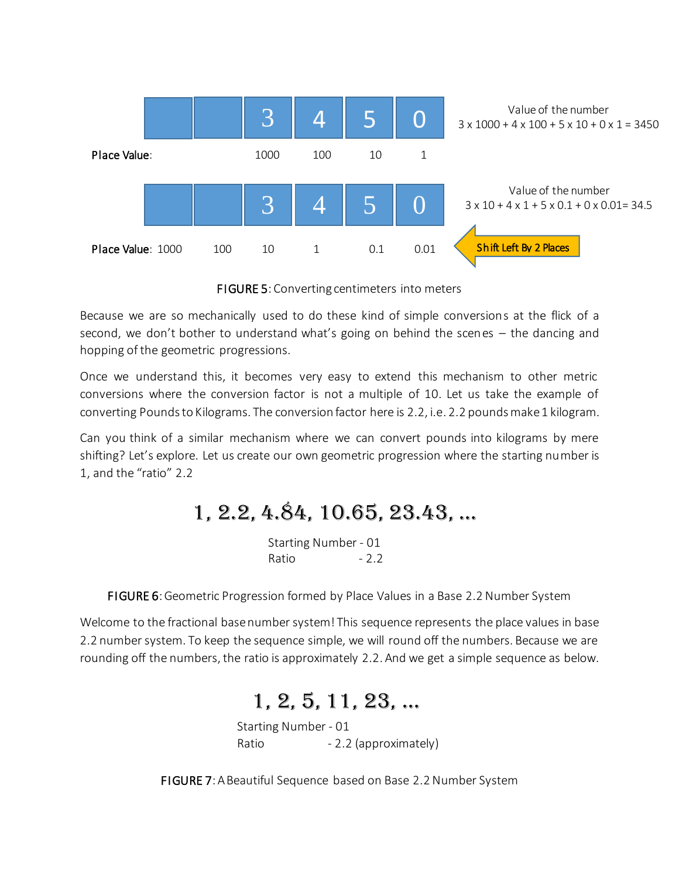| | | 3 | 4 | 5 | 0 |
|---|---|---|---|---|---|
| **Place Value**: | | 1000 | 100 | 10 | 1 |

Value of the number
3 x 1000 + 4 x 100 + 5 x 10 + 0 x 1 = 3450

| | | 3 | 4 | 5 | 0 |
|---|---|---|---|---|---|
| **Place Value**: 1000 | 100 | 10 | 1 | 0.1 | 0.01 |

Value of the number
3 x 10 + 4 x 1 + 5 x 0.1 + 0 x 0.01= 34.5

Shift Left By 2 Places

**FIGURE 5**: Converting centimeters into meters

Because we are so mechanically used to do these kind of simple conversions at the flick of a second, we don't bother to understand what's going on behind the scenes – the dancing and hopping of the geometric progressions.

Once we understand this, it becomes very easy to extend this mechanism to other metric conversions where the conversion factor is not a multiple of 10. Let us take the example of converting Pounds to Kilograms. The conversion factor here is 2.2, i.e. 2.2 pounds make 1 kilogram.

Can you think of a similar mechanism where we can convert pounds into kilograms by mere shifting? Let's explore. Let us create our own geometric progression where the starting number is 1, and the "ratio" 2.2

$$1,\ 2.2,\ 4.84,\ 10.65,\ 23.43,\ \ldots$$

Starting Number - 01
Ratio - 2.2

**FIGURE 6**: Geometric Progression formed by Place Values in a Base 2.2 Number System

Welcome to the fractional base number system! This sequence represents the place values in base 2.2 number system. To keep the sequence simple, we will round off the numbers. Because we are rounding off the numbers, the ratio is approximately 2.2. And we get a simple sequence as below.

$$1,\ 2,\ 5,\ 11,\ 23,\ \ldots$$

Starting Number - 01
Ratio - 2.2 (approximately)

**FIGURE 7**: A Beautiful Sequence based on Base 2.2 Number System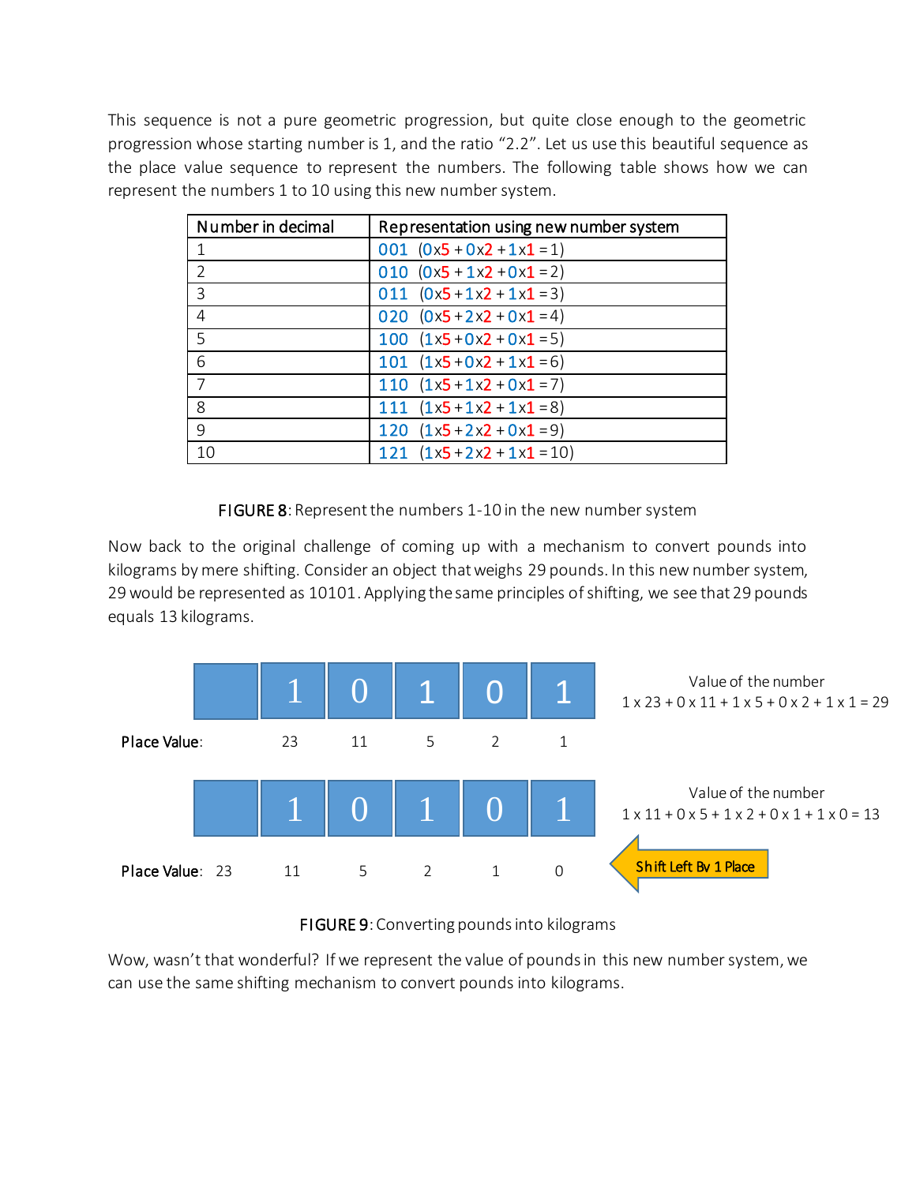This sequence is not a pure geometric progression, but quite close enough to the geometric progression whose starting number is 1, and the ratio "2.2". Let us use this beautiful sequence as the place value sequence to represent the numbers. The following table shows how we can represent the numbers 1 to 10 using this new number system.

| Number in decimal | Representation using new number system |
|---|---|
| 1 | 001 (0x5 + 0x2 + 1x1 = 1) |
| 2 | 010 (0x5 + 1x2 + 0x1 = 2) |
| 3 | 011 (0x5 + 1x2 + 1x1 = 3) |
| 4 | 020 (0x5 + 2x2 + 0x1 = 4) |
| 5 | 100 (1x5 + 0x2 + 0x1 = 5) |
| 6 | 101 (1x5 + 0x2 + 1x1 = 6) |
| 7 | 110 (1x5 + 1x2 + 0x1 = 7) |
| 8 | 111 (1x5 + 1x2 + 1x1 = 8) |
| 9 | 120 (1x5 + 2x2 + 0x1 = 9) |
| 10 | 121 (1x5 + 2x2 + 1x1 = 10) |

**FIGURE 8**: Represent the numbers 1-10 in the new number system

Now back to the original challenge of coming up with a mechanism to convert pounds into kilograms by mere shifting. Consider an object that weighs 29 pounds. In this new number system, 29 would be represented as 10101. Applying the same principles of shifting, we see that 29 pounds equals 13 kilograms.

| | | | | | | |
|---|---|---|---|---|---|---|
| | | 1 | 0 | 1 | 0 | 1 |
| **Place Value**: | | 23 | 11 | 5 | 2 | 1 |

Value of the number
1 x 23 + 0 x 11 + 1 x 5 + 0 x 2 + 1 x 1 = 29

| | | | | | | |
|---|---|---|---|---|---|---|
| | | 1 | 0 | 1 | 0 | 1 |
| **Place Value**: | 23 | 11 | 5 | 2 | 1 | 0 |

Value of the number
1 x 11 + 0 x 5 + 1 x 2 + 0 x 1 + 1 x 0 = 13

Shift Left By 1 Place

**FIGURE 9**: Converting pounds into kilograms

Wow, wasn't that wonderful? If we represent the value of pounds in this new number system, we can use the same shifting mechanism to convert pounds into kilograms.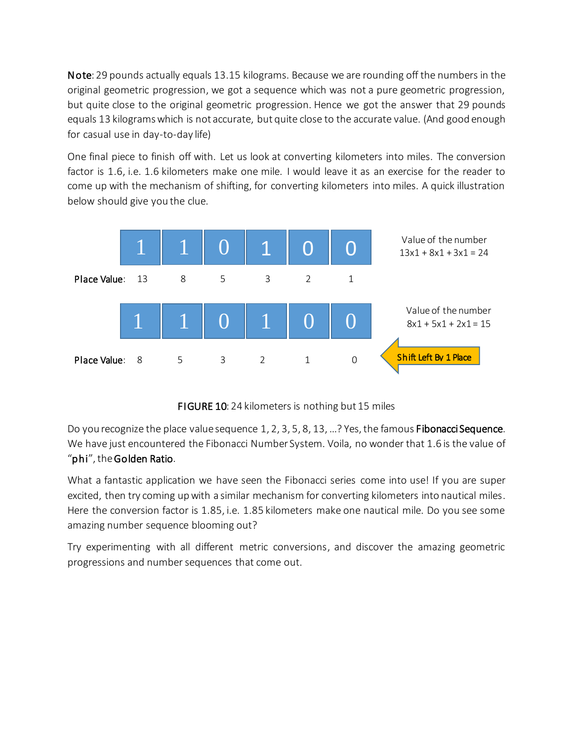**Note**: 29 pounds actually equals 13.15 kilograms. Because we are rounding off the numbers in the original geometric progression, we got a sequence which was not a pure geometric progression, but quite close to the original geometric progression. Hence we got the answer that 29 pounds equals 13 kilograms which is not accurate, but quite close to the accurate value. (And good enough for casual use in day-to-day life)

One final piece to finish off with. Let us look at converting kilometers into miles. The conversion factor is 1.6, i.e. 1.6 kilometers make one mile. I would leave it as an exercise for the reader to come up with the mechanism of shifting, for converting kilometers into miles. A quick illustration below should give you the clue.

| | | | | | | | |
|---|---|---|---|---|---|---|---|
| | 1 | 1 | 0 | 1 | 0 | 0 | Value of the number 13x1 + 8x1 + 3x1 = 24 |
| **Place Value**: | 13 | 8 | 5 | 3 | 2 | 1 | |
| | 1 | 1 | 0 | 1 | 0 | 0 | Value of the number 8x1 + 5x1 + 2x1 = 15 |
| **Place Value**: | 8 | 5 | 3 | 2 | 1 | 0 | Shift Left By 1 Place |

**FIGURE 10**: 24 kilometers is nothing but 15 miles

Do you recognize the place value sequence 1, 2, 3, 5, 8, 13, …? Yes, the famous **Fibonacci Sequence**. We have just encountered the Fibonacci Number System. Voila, no wonder that 1.6 is the value of "**phi**", the **Golden Ratio**.

What a fantastic application we have seen the Fibonacci series come into use! If you are super excited, then try coming up with a similar mechanism for converting kilometers into nautical miles. Here the conversion factor is 1.85, i.e. 1.85 kilometers make one nautical mile. Do you see some amazing number sequence blooming out?

Try experimenting with all different metric conversions, and discover the amazing geometric progressions and number sequences that come out.